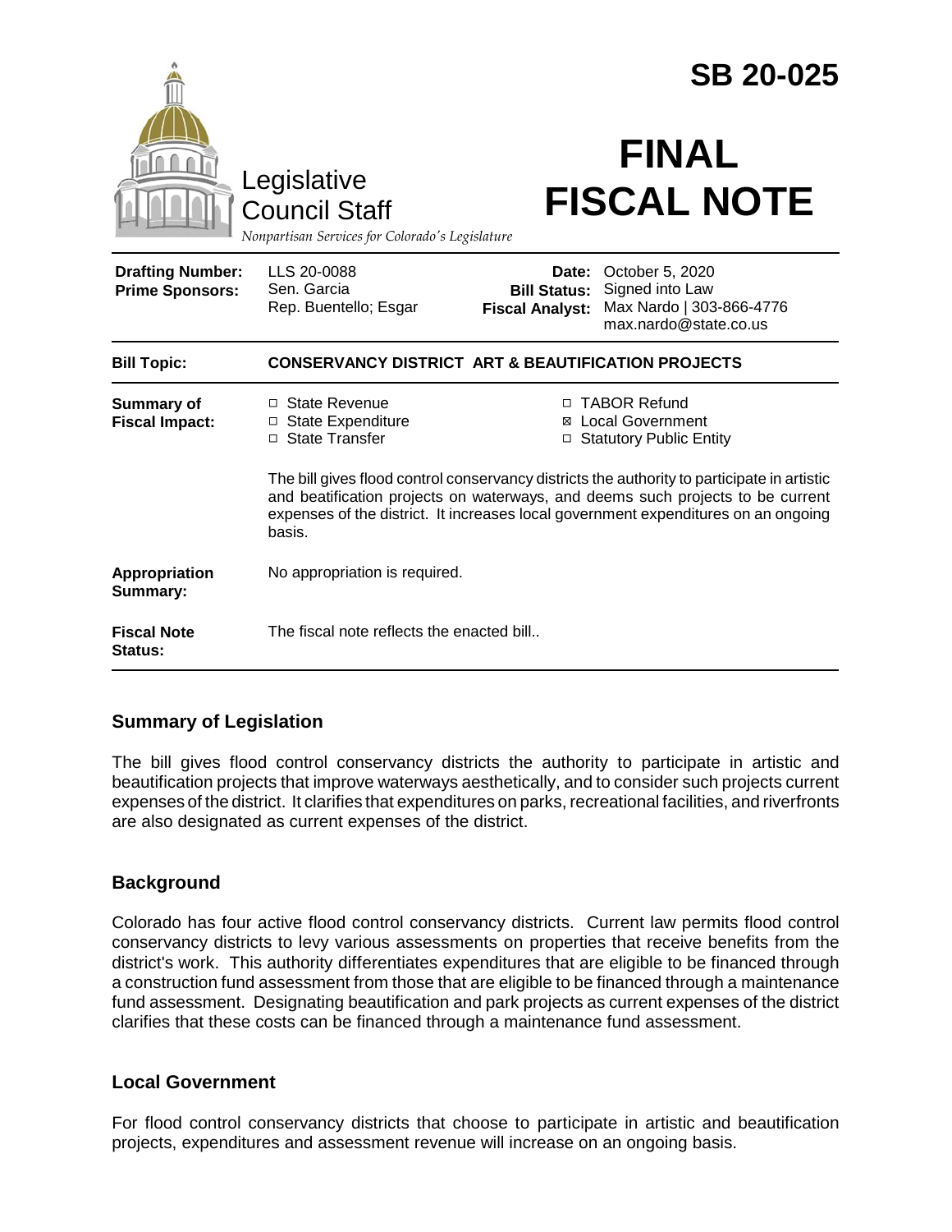# SB 20-025

Legislative Council Staff

*Nonpartisan Services for Colorado's Legislature*

# FINAL FISCAL NOTE

| | | | |
|---|---|---|---|
| **Drafting Number:** | LLS 20-0088 | **Date:** | October 5, 2020 |
| **Prime Sponsors:** | Sen. Garcia<br>Rep. Buentello; Esgar | **Bill Status:** | Signed into Law |
| | | **Fiscal Analyst:** | Max Nardo \| 303-866-4776<br>max.nardo@state.co.us |

| | |
|---|---|
| **Bill Topic:** | **CONSERVANCY DISTRICT ART & BEAUTIFICATION PROJECTS** |
| **Summary of Fiscal Impact:** | ☐ State Revenue<br>☐ State Expenditure<br>☐ State Transfer<br>☐ TABOR Refund<br>☒ Local Government<br>☐ Statutory Public Entity<br><br>The bill gives flood control conservancy districts the authority to participate in artistic and beatification projects on waterways, and deems such projects to be current expenses of the district. It increases local government expenditures on an ongoing basis. |
| **Appropriation Summary:** | No appropriation is required. |
| **Fiscal Note Status:** | The fiscal note reflects the enacted bill.. |

## Summary of Legislation

The bill gives flood control conservancy districts the authority to participate in artistic and beautification projects that improve waterways aesthetically, and to consider such projects current expenses of the district. It clarifies that expenditures on parks, recreational facilities, and riverfronts are also designated as current expenses of the district.

## Background

Colorado has four active flood control conservancy districts. Current law permits flood control conservancy districts to levy various assessments on properties that receive benefits from the district's work. This authority differentiates expenditures that are eligible to be financed through a construction fund assessment from those that are eligible to be financed through a maintenance fund assessment. Designating beautification and park projects as current expenses of the district clarifies that these costs can be financed through a maintenance fund assessment.

## Local Government

For flood control conservancy districts that choose to participate in artistic and beautification projects, expenditures and assessment revenue will increase on an ongoing basis.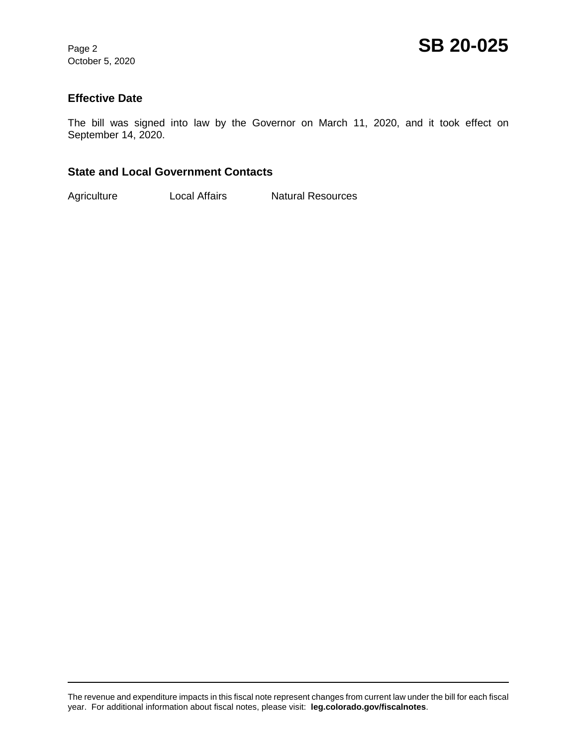## Effective Date

The bill was signed into law by the Governor on March 11, 2020, and it took effect on September 14, 2020.

## State and Local Government Contacts

Agriculture Local Affairs Natural Resources

The revenue and expenditure impacts in this fiscal note represent changes from current law under the bill for each fiscal year. For additional information about fiscal notes, please visit: **leg.colorado.gov/fiscalnotes**.